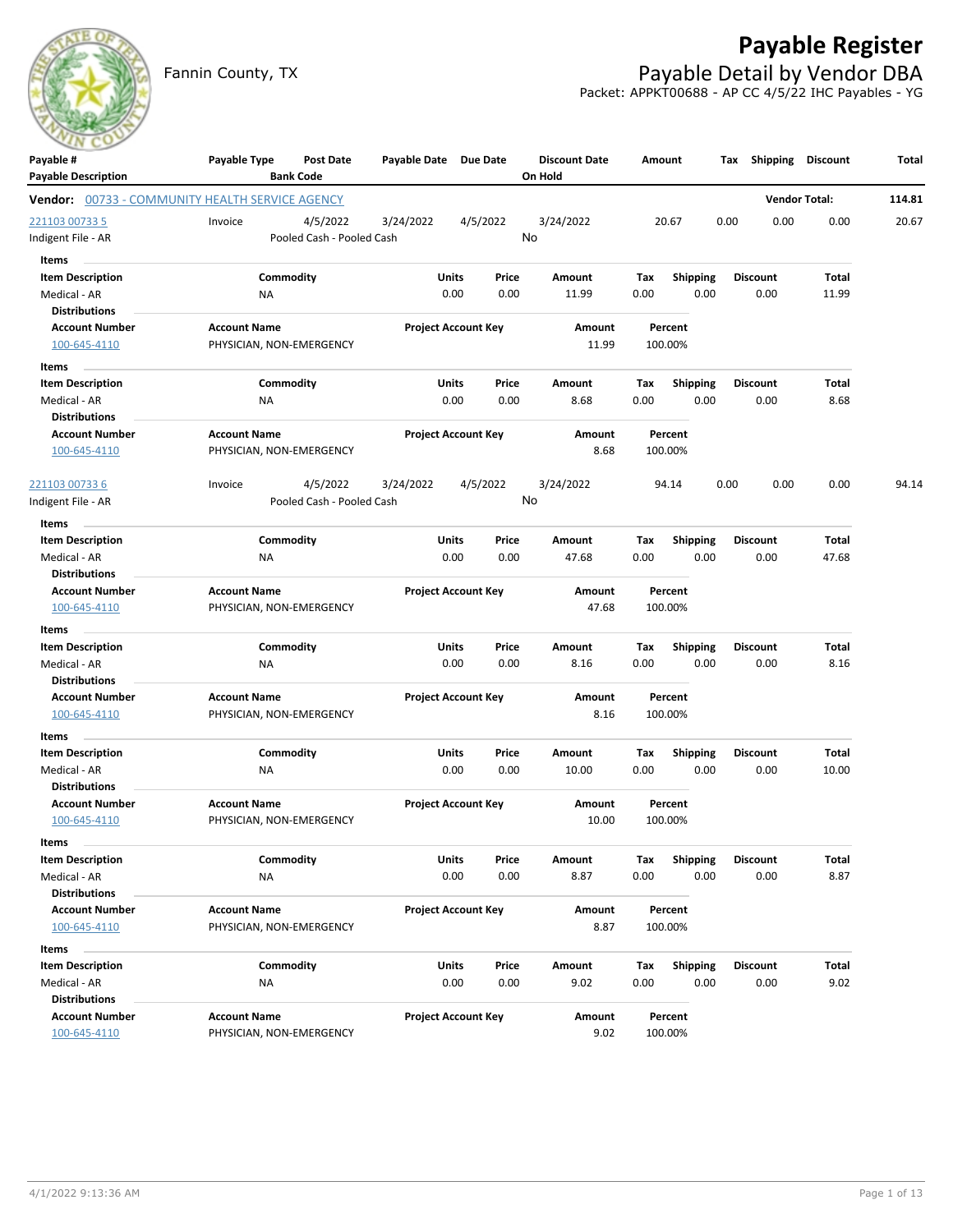# Payable Register

## Payable Detail by Vendor DBA

Fannin County, TX

Packet: APPKT00688 - AP CC 4/5/22 IHC Payables - YG

| Payable # / Payable Description | Payable Type | Post Date / Bank Code | Payable Date | Due Date | Discount Date / On Hold | Amount | Tax | Shipping | Discount | Total |
|---|---|---|---|---|---|---|---|---|---|---|

**Vendor:** 00733 - COMMUNITY HEALTH SERVICE AGENCY — **Vendor Total:** 114.81

| Payable # / Payable Description | Payable Type | Post Date / Bank Code | Payable Date | Due Date | Discount Date / On Hold | Amount | Tax | Shipping | Discount | Total |
|---|---|---|---|---|---|---|---|---|---|---|
| 221103 00733 5 / Indigent File - AR | Invoice | 4/5/2022 / Pooled Cash - Pooled Cash | 3/24/2022 | 4/5/2022 | 3/24/2022 / No | 20.67 | 0.00 | 0.00 | 0.00 | 20.67 |

**Items**

| Item Description | Commodity | Units | Price | Amount | Tax | Shipping | Discount | Total |
|---|---|---|---|---|---|---|---|---|
| Medical - AR | NA | 0.00 | 0.00 | 11.99 | 0.00 | 0.00 | 0.00 | 11.99 |

**Distributions**

| Account Number | Account Name | Project Account Key | Amount | Percent |
|---|---|---|---|---|
| 100-645-4110 | PHYSICIAN, NON-EMERGENCY | | 11.99 | 100.00% |

**Items**

| Item Description | Commodity | Units | Price | Amount | Tax | Shipping | Discount | Total |
|---|---|---|---|---|---|---|---|---|
| Medical - AR | NA | 0.00 | 0.00 | 8.68 | 0.00 | 0.00 | 0.00 | 8.68 |

**Distributions**

| Account Number | Account Name | Project Account Key | Amount | Percent |
|---|---|---|---|---|
| 100-645-4110 | PHYSICIAN, NON-EMERGENCY | | 8.68 | 100.00% |

| Payable # / Payable Description | Payable Type | Post Date / Bank Code | Payable Date | Due Date | Discount Date / On Hold | Amount | Tax | Shipping | Discount | Total |
|---|---|---|---|---|---|---|---|---|---|---|
| 221103 00733 6 / Indigent File - AR | Invoice | 4/5/2022 / Pooled Cash - Pooled Cash | 3/24/2022 | 4/5/2022 | 3/24/2022 / No | 94.14 | 0.00 | 0.00 | 0.00 | 94.14 |

**Items**

| Item Description | Commodity | Units | Price | Amount | Tax | Shipping | Discount | Total |
|---|---|---|---|---|---|---|---|---|
| Medical - AR | NA | 0.00 | 0.00 | 47.68 | 0.00 | 0.00 | 0.00 | 47.68 |

**Distributions**

| Account Number | Account Name | Project Account Key | Amount | Percent |
|---|---|---|---|---|
| 100-645-4110 | PHYSICIAN, NON-EMERGENCY | | 47.68 | 100.00% |

**Items**

| Item Description | Commodity | Units | Price | Amount | Tax | Shipping | Discount | Total |
|---|---|---|---|---|---|---|---|---|
| Medical - AR | NA | 0.00 | 0.00 | 8.16 | 0.00 | 0.00 | 0.00 | 8.16 |

**Distributions**

| Account Number | Account Name | Project Account Key | Amount | Percent |
|---|---|---|---|---|
| 100-645-4110 | PHYSICIAN, NON-EMERGENCY | | 8.16 | 100.00% |

**Items**

| Item Description | Commodity | Units | Price | Amount | Tax | Shipping | Discount | Total |
|---|---|---|---|---|---|---|---|---|
| Medical - AR | NA | 0.00 | 0.00 | 10.00 | 0.00 | 0.00 | 0.00 | 10.00 |

**Distributions**

| Account Number | Account Name | Project Account Key | Amount | Percent |
|---|---|---|---|---|
| 100-645-4110 | PHYSICIAN, NON-EMERGENCY | | 10.00 | 100.00% |

**Items**

| Item Description | Commodity | Units | Price | Amount | Tax | Shipping | Discount | Total |
|---|---|---|---|---|---|---|---|---|
| Medical - AR | NA | 0.00 | 0.00 | 8.87 | 0.00 | 0.00 | 0.00 | 8.87 |

**Distributions**

| Account Number | Account Name | Project Account Key | Amount | Percent |
|---|---|---|---|---|
| 100-645-4110 | PHYSICIAN, NON-EMERGENCY | | 8.87 | 100.00% |

**Items**

| Item Description | Commodity | Units | Price | Amount | Tax | Shipping | Discount | Total |
|---|---|---|---|---|---|---|---|---|
| Medical - AR | NA | 0.00 | 0.00 | 9.02 | 0.00 | 0.00 | 0.00 | 9.02 |

**Distributions**

| Account Number | Account Name | Project Account Key | Amount | Percent |
|---|---|---|---|---|
| 100-645-4110 | PHYSICIAN, NON-EMERGENCY | | 9.02 | 100.00% |

4/1/2022 9:13:36 AM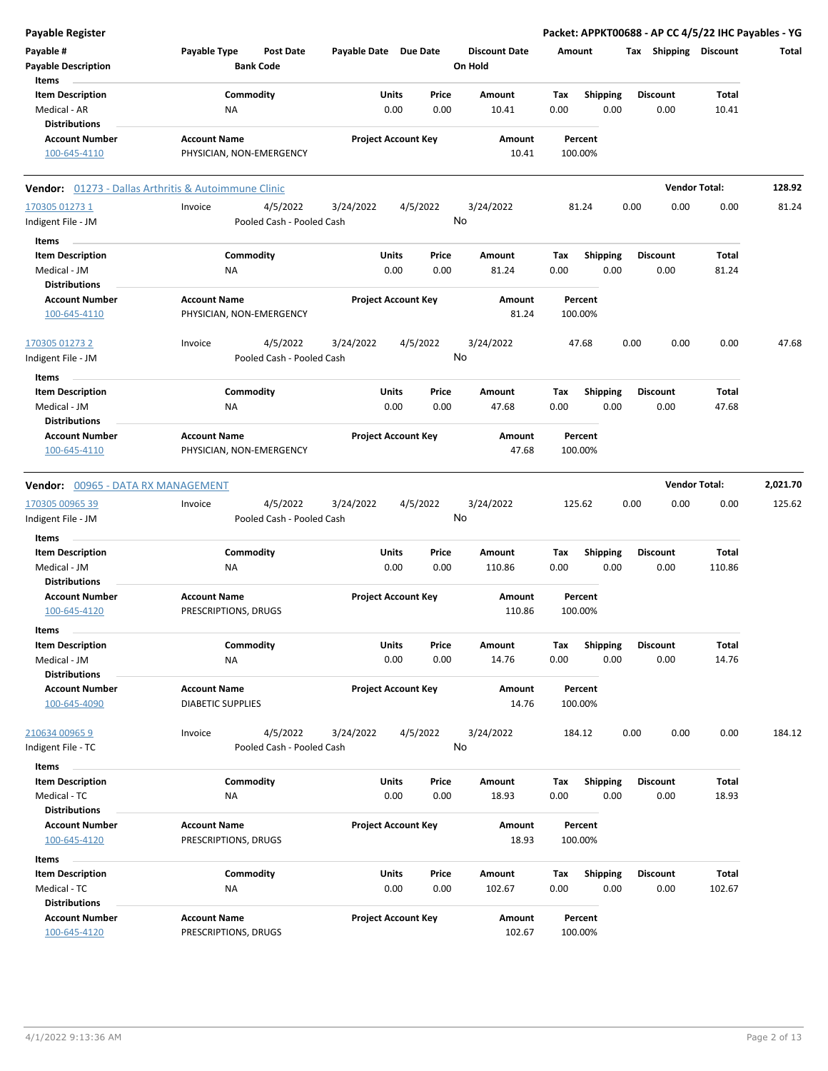# Payable Register

**Packet: APPKT00688 - AP CC 4/5/22 IHC Payables - YG**

| Payable # | Payable Type | Post Date | Payable Date | Due Date | Discount Date | Amount | Tax | Shipping | Discount | Total |
|---|---|---|---|---|---|---|---|---|---|---|
| Payable Description | | Bank Code | | | On Hold | | | | | |

**Items**

| Item Description | Commodity | Units | Price | Amount | Tax | Shipping | Discount | Total |
|---|---|---|---|---|---|---|---|---|
| Medical - AR | NA | 0.00 | 0.00 | 10.41 | 0.00 | 0.00 | 0.00 | 10.41 |

**Distributions**

| Account Number | Account Name | Project Account Key | Amount | Percent |
|---|---|---|---|---|
| 100-645-4110 | PHYSICIAN, NON-EMERGENCY | | 10.41 | 100.00% |

## Vendor: 01273 - Dallas Arthritis & Autoimmune Clinic — Vendor Total: 128.92

| Payable # | Payable Type | Post Date | Payable Date | Due Date | Discount Date | Amount | Tax | Shipping | Discount | Total |
|---|---|---|---|---|---|---|---|---|---|---|
| 170305 01273 1 | Invoice | 4/5/2022 | 3/24/2022 | 4/5/2022 | 3/24/2022 | 81.24 | 0.00 | 0.00 | 0.00 | 81.24 |
| Indigent File - JM | | Pooled Cash - Pooled Cash | | | No | | | | | |

**Items**

| Item Description | Commodity | Units | Price | Amount | Tax | Shipping | Discount | Total |
|---|---|---|---|---|---|---|---|---|
| Medical - JM | NA | 0.00 | 0.00 | 81.24 | 0.00 | 0.00 | 0.00 | 81.24 |

**Distributions**

| Account Number | Account Name | Project Account Key | Amount | Percent |
|---|---|---|---|---|
| 100-645-4110 | PHYSICIAN, NON-EMERGENCY | | 81.24 | 100.00% |

| Payable # | Payable Type | Post Date | Payable Date | Due Date | Discount Date | Amount | Tax | Shipping | Discount | Total |
|---|---|---|---|---|---|---|---|---|---|---|
| 170305 01273 2 | Invoice | 4/5/2022 | 3/24/2022 | 4/5/2022 | 3/24/2022 | 47.68 | 0.00 | 0.00 | 0.00 | 47.68 |
| Indigent File - JM | | Pooled Cash - Pooled Cash | | | No | | | | | |

**Items**

| Item Description | Commodity | Units | Price | Amount | Tax | Shipping | Discount | Total |
|---|---|---|---|---|---|---|---|---|
| Medical - JM | NA | 0.00 | 0.00 | 47.68 | 0.00 | 0.00 | 0.00 | 47.68 |

**Distributions**

| Account Number | Account Name | Project Account Key | Amount | Percent |
|---|---|---|---|---|
| 100-645-4110 | PHYSICIAN, NON-EMERGENCY | | 47.68 | 100.00% |

## Vendor: 00965 - DATA RX MANAGEMENT — Vendor Total: 2,021.70

| Payable # | Payable Type | Post Date | Payable Date | Due Date | Discount Date | Amount | Tax | Shipping | Discount | Total |
|---|---|---|---|---|---|---|---|---|---|---|
| 170305 00965 39 | Invoice | 4/5/2022 | 3/24/2022 | 4/5/2022 | 3/24/2022 | 125.62 | 0.00 | 0.00 | 0.00 | 125.62 |
| Indigent File - JM | | Pooled Cash - Pooled Cash | | | No | | | | | |

**Items**

| Item Description | Commodity | Units | Price | Amount | Tax | Shipping | Discount | Total |
|---|---|---|---|---|---|---|---|---|
| Medical - JM | NA | 0.00 | 0.00 | 110.86 | 0.00 | 0.00 | 0.00 | 110.86 |

**Distributions**

| Account Number | Account Name | Project Account Key | Amount | Percent |
|---|---|---|---|---|
| 100-645-4120 | PRESCRIPTIONS, DRUGS | | 110.86 | 100.00% |

**Items**

| Item Description | Commodity | Units | Price | Amount | Tax | Shipping | Discount | Total |
|---|---|---|---|---|---|---|---|---|
| Medical - JM | NA | 0.00 | 0.00 | 14.76 | 0.00 | 0.00 | 0.00 | 14.76 |

**Distributions**

| Account Number | Account Name | Project Account Key | Amount | Percent |
|---|---|---|---|---|
| 100-645-4090 | DIABETIC SUPPLIES | | 14.76 | 100.00% |

| Payable # | Payable Type | Post Date | Payable Date | Due Date | Discount Date | Amount | Tax | Shipping | Discount | Total |
|---|---|---|---|---|---|---|---|---|---|---|
| 210634 00965 9 | Invoice | 4/5/2022 | 3/24/2022 | 4/5/2022 | 3/24/2022 | 184.12 | 0.00 | 0.00 | 0.00 | 184.12 |
| Indigent File - TC | | Pooled Cash - Pooled Cash | | | No | | | | | |

**Items**

| Item Description | Commodity | Units | Price | Amount | Tax | Shipping | Discount | Total |
|---|---|---|---|---|---|---|---|---|
| Medical - TC | NA | 0.00 | 0.00 | 18.93 | 0.00 | 0.00 | 0.00 | 18.93 |

**Distributions**

| Account Number | Account Name | Project Account Key | Amount | Percent |
|---|---|---|---|---|
| 100-645-4120 | PRESCRIPTIONS, DRUGS | | 18.93 | 100.00% |

**Items**

| Item Description | Commodity | Units | Price | Amount | Tax | Shipping | Discount | Total |
|---|---|---|---|---|---|---|---|---|
| Medical - TC | NA | 0.00 | 0.00 | 102.67 | 0.00 | 0.00 | 0.00 | 102.67 |

**Distributions**

| Account Number | Account Name | Project Account Key | Amount | Percent |
|---|---|---|---|---|
| 100-645-4120 | PRESCRIPTIONS, DRUGS | | 102.67 | 100.00% |

4/1/2022 9:13:36 AM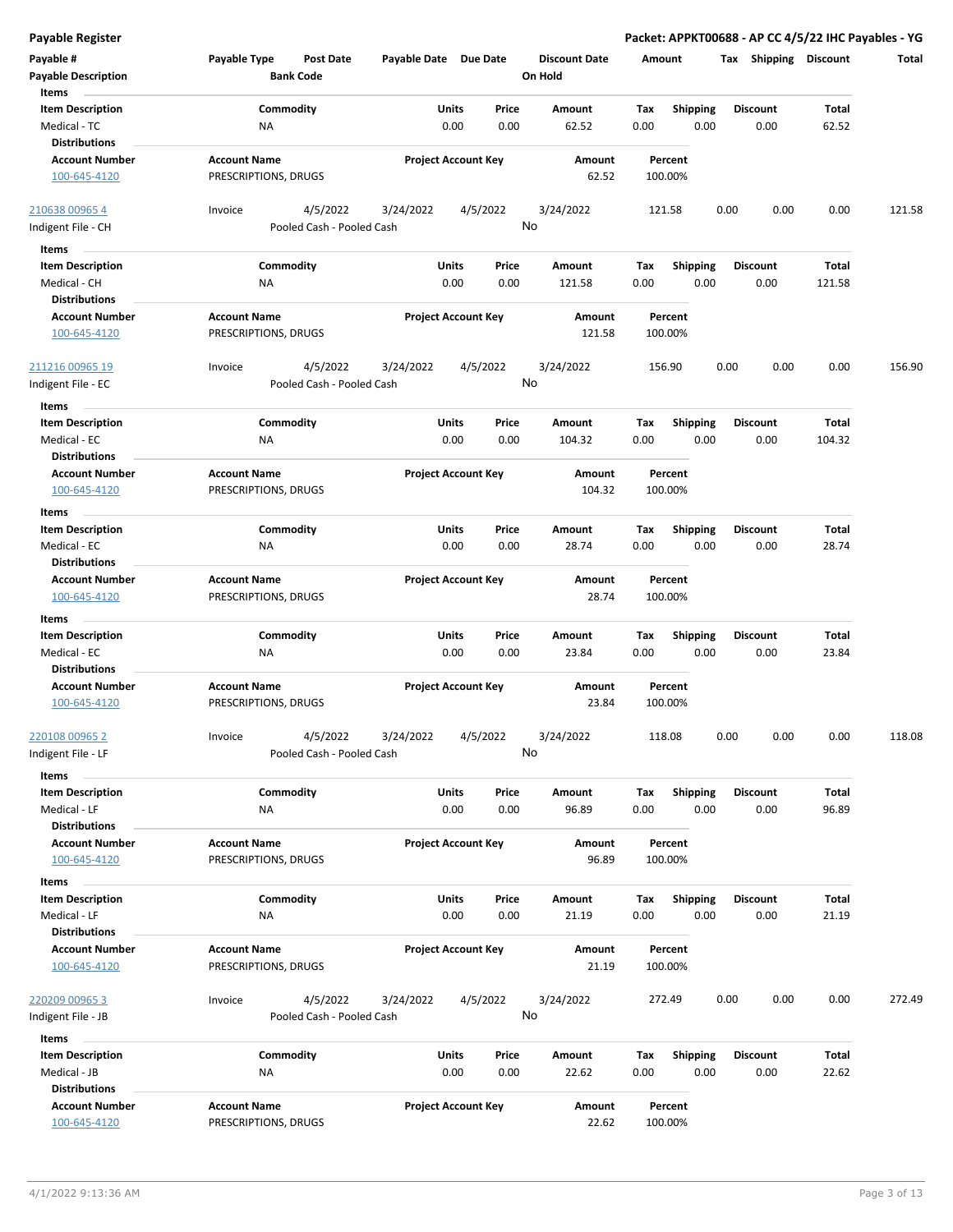**Payable Register** | **Packet: APPKT00688 - AP CC 4/5/22 IHC Payables - YG**

| Payable # / Payable Description | Payable Type | Post Date / Bank Code | Payable Date | Due Date | Discount Date / On Hold | Amount | Tax | Shipping | Discount | Total |
|---|---|---|---|---|---|---|---|---|---|---|

**Items**

| Item Description | Commodity | Units | Price | Amount | Tax | Shipping | Discount | Total |
|---|---|---|---|---|---|---|---|---|
| Medical - TC | NA | 0.00 | 0.00 | 62.52 | 0.00 | 0.00 | 0.00 | 62.52 |

**Distributions**

| Account Number | Account Name | Project Account Key | Amount | Percent |
|---|---|---|---|---|
| 100-645-4120 | PRESCRIPTIONS, DRUGS | | 62.52 | 100.00% |

---

| Payable # / Payable Description | Payable Type | Post Date / Bank Code | Payable Date | Due Date | Discount Date / On Hold | Amount | Tax | Shipping | Discount | Total |
|---|---|---|---|---|---|---|---|---|---|---|
| 210638 00965 4 / Indigent File - CH | Invoice | 4/5/2022 / Pooled Cash - Pooled Cash | 3/24/2022 | 4/5/2022 | 3/24/2022 / No | 121.58 | 0.00 | 0.00 | 0.00 | 121.58 |

**Items**

| Item Description | Commodity | Units | Price | Amount | Tax | Shipping | Discount | Total |
|---|---|---|---|---|---|---|---|---|
| Medical - CH | NA | 0.00 | 0.00 | 121.58 | 0.00 | 0.00 | 0.00 | 121.58 |

**Distributions**

| Account Number | Account Name | Project Account Key | Amount | Percent |
|---|---|---|---|---|
| 100-645-4120 | PRESCRIPTIONS, DRUGS | | 121.58 | 100.00% |

---

| Payable # / Payable Description | Payable Type | Post Date / Bank Code | Payable Date | Due Date | Discount Date / On Hold | Amount | Tax | Shipping | Discount | Total |
|---|---|---|---|---|---|---|---|---|---|---|
| 211216 00965 19 / Indigent File - EC | Invoice | 4/5/2022 / Pooled Cash - Pooled Cash | 3/24/2022 | 4/5/2022 | 3/24/2022 / No | 156.90 | 0.00 | 0.00 | 0.00 | 156.90 |

**Items**

| Item Description | Commodity | Units | Price | Amount | Tax | Shipping | Discount | Total |
|---|---|---|---|---|---|---|---|---|
| Medical - EC | NA | 0.00 | 0.00 | 104.32 | 0.00 | 0.00 | 0.00 | 104.32 |

**Distributions**

| Account Number | Account Name | Project Account Key | Amount | Percent |
|---|---|---|---|---|
| 100-645-4120 | PRESCRIPTIONS, DRUGS | | 104.32 | 100.00% |

**Items**

| Item Description | Commodity | Units | Price | Amount | Tax | Shipping | Discount | Total |
|---|---|---|---|---|---|---|---|---|
| Medical - EC | NA | 0.00 | 0.00 | 28.74 | 0.00 | 0.00 | 0.00 | 28.74 |

**Distributions**

| Account Number | Account Name | Project Account Key | Amount | Percent |
|---|---|---|---|---|
| 100-645-4120 | PRESCRIPTIONS, DRUGS | | 28.74 | 100.00% |

**Items**

| Item Description | Commodity | Units | Price | Amount | Tax | Shipping | Discount | Total |
|---|---|---|---|---|---|---|---|---|
| Medical - EC | NA | 0.00 | 0.00 | 23.84 | 0.00 | 0.00 | 0.00 | 23.84 |

**Distributions**

| Account Number | Account Name | Project Account Key | Amount | Percent |
|---|---|---|---|---|
| 100-645-4120 | PRESCRIPTIONS, DRUGS | | 23.84 | 100.00% |

---

| Payable # / Payable Description | Payable Type | Post Date / Bank Code | Payable Date | Due Date | Discount Date / On Hold | Amount | Tax | Shipping | Discount | Total |
|---|---|---|---|---|---|---|---|---|---|---|
| 220108 00965 2 / Indigent File - LF | Invoice | 4/5/2022 / Pooled Cash - Pooled Cash | 3/24/2022 | 4/5/2022 | 3/24/2022 / No | 118.08 | 0.00 | 0.00 | 0.00 | 118.08 |

**Items**

| Item Description | Commodity | Units | Price | Amount | Tax | Shipping | Discount | Total |
|---|---|---|---|---|---|---|---|---|
| Medical - LF | NA | 0.00 | 0.00 | 96.89 | 0.00 | 0.00 | 0.00 | 96.89 |

**Distributions**

| Account Number | Account Name | Project Account Key | Amount | Percent |
|---|---|---|---|---|
| 100-645-4120 | PRESCRIPTIONS, DRUGS | | 96.89 | 100.00% |

**Items**

| Item Description | Commodity | Units | Price | Amount | Tax | Shipping | Discount | Total |
|---|---|---|---|---|---|---|---|---|
| Medical - LF | NA | 0.00 | 0.00 | 21.19 | 0.00 | 0.00 | 0.00 | 21.19 |

**Distributions**

| Account Number | Account Name | Project Account Key | Amount | Percent |
|---|---|---|---|---|
| 100-645-4120 | PRESCRIPTIONS, DRUGS | | 21.19 | 100.00% |

---

| Payable # / Payable Description | Payable Type | Post Date / Bank Code | Payable Date | Due Date | Discount Date / On Hold | Amount | Tax | Shipping | Discount | Total |
|---|---|---|---|---|---|---|---|---|---|---|
| 220209 00965 3 / Indigent File - JB | Invoice | 4/5/2022 / Pooled Cash - Pooled Cash | 3/24/2022 | 4/5/2022 | 3/24/2022 / No | 272.49 | 0.00 | 0.00 | 0.00 | 272.49 |

**Items**

| Item Description | Commodity | Units | Price | Amount | Tax | Shipping | Discount | Total |
|---|---|---|---|---|---|---|---|---|
| Medical - JB | NA | 0.00 | 0.00 | 22.62 | 0.00 | 0.00 | 0.00 | 22.62 |

**Distributions**

| Account Number | Account Name | Project Account Key | Amount | Percent |
|---|---|---|---|---|
| 100-645-4120 | PRESCRIPTIONS, DRUGS | | 22.62 | 100.00% |

4/1/2022 9:13:36 AM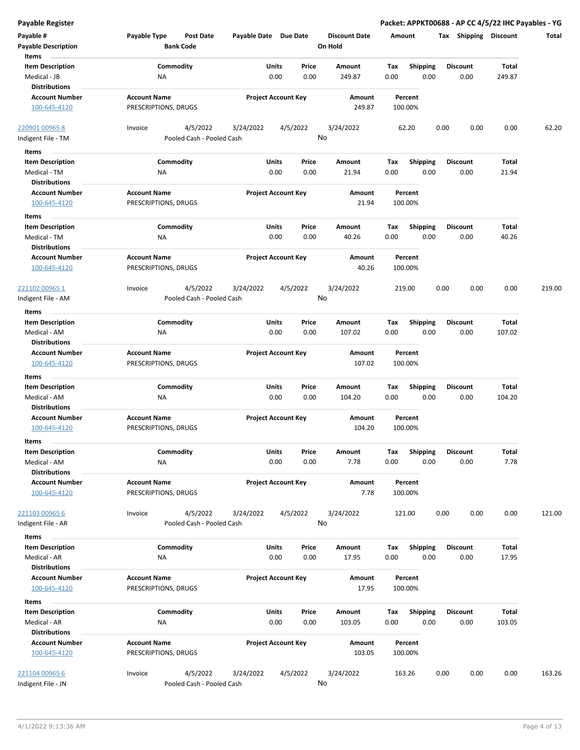# Payable Register

**Packet: APPKT00688 - AP CC 4/5/22 IHC Payables - YG**

| Payable # | Payable Type | Post Date | Payable Date | Due Date | Discount Date | Amount | Tax | Shipping | Discount | Total |
|---|---|---|---|---|---|---|---|---|---|---|
| **Payable Description** | | **Bank Code** | | | **On Hold** | | | | | |

**Items**

| Item Description | Commodity | Units | Price | Amount | Tax | Shipping | Discount | Total |
|---|---|---|---|---|---|---|---|---|
| Medical - JB | NA | 0.00 | 0.00 | 249.87 | 0.00 | 0.00 | 0.00 | 249.87 |

**Distributions**

| Account Number | Account Name | Project Account Key | Amount | Percent |
|---|---|---|---|---|
| 100-645-4120 | PRESCRIPTIONS, DRUGS | | 249.87 | 100.00% |

| Payable # | Payable Type | Post Date | Payable Date | Due Date | Discount Date | Amount | Tax | Shipping | Discount | Total |
|---|---|---|---|---|---|---|---|---|---|---|
| 220901 00965 8 | Invoice | 4/5/2022 | 3/24/2022 | 4/5/2022 | 3/24/2022 | 62.20 | 0.00 | 0.00 | 0.00 | 62.20 |
| Indigent File - TM | | Pooled Cash - Pooled Cash | | | No | | | | | |

**Items**

| Item Description | Commodity | Units | Price | Amount | Tax | Shipping | Discount | Total |
|---|---|---|---|---|---|---|---|---|
| Medical - TM | NA | 0.00 | 0.00 | 21.94 | 0.00 | 0.00 | 0.00 | 21.94 |

**Distributions**

| Account Number | Account Name | Project Account Key | Amount | Percent |
|---|---|---|---|---|
| 100-645-4120 | PRESCRIPTIONS, DRUGS | | 21.94 | 100.00% |

**Items**

| Item Description | Commodity | Units | Price | Amount | Tax | Shipping | Discount | Total |
|---|---|---|---|---|---|---|---|---|
| Medical - TM | NA | 0.00 | 0.00 | 40.26 | 0.00 | 0.00 | 0.00 | 40.26 |

**Distributions**

| Account Number | Account Name | Project Account Key | Amount | Percent |
|---|---|---|---|---|
| 100-645-4120 | PRESCRIPTIONS, DRUGS | | 40.26 | 100.00% |

| Payable # | Payable Type | Post Date | Payable Date | Due Date | Discount Date | Amount | Tax | Shipping | Discount | Total |
|---|---|---|---|---|---|---|---|---|---|---|
| 221102 00965 1 | Invoice | 4/5/2022 | 3/24/2022 | 4/5/2022 | 3/24/2022 | 219.00 | 0.00 | 0.00 | 0.00 | 219.00 |
| Indigent File - AM | | Pooled Cash - Pooled Cash | | | No | | | | | |

**Items**

| Item Description | Commodity | Units | Price | Amount | Tax | Shipping | Discount | Total |
|---|---|---|---|---|---|---|---|---|
| Medical - AM | NA | 0.00 | 0.00 | 107.02 | 0.00 | 0.00 | 0.00 | 107.02 |

**Distributions**

| Account Number | Account Name | Project Account Key | Amount | Percent |
|---|---|---|---|---|
| 100-645-4120 | PRESCRIPTIONS, DRUGS | | 107.02 | 100.00% |

**Items**

| Item Description | Commodity | Units | Price | Amount | Tax | Shipping | Discount | Total |
|---|---|---|---|---|---|---|---|---|
| Medical - AM | NA | 0.00 | 0.00 | 104.20 | 0.00 | 0.00 | 0.00 | 104.20 |

**Distributions**

| Account Number | Account Name | Project Account Key | Amount | Percent |
|---|---|---|---|---|
| 100-645-4120 | PRESCRIPTIONS, DRUGS | | 104.20 | 100.00% |

**Items**

| Item Description | Commodity | Units | Price | Amount | Tax | Shipping | Discount | Total |
|---|---|---|---|---|---|---|---|---|
| Medical - AM | NA | 0.00 | 0.00 | 7.78 | 0.00 | 0.00 | 0.00 | 7.78 |

**Distributions**

| Account Number | Account Name | Project Account Key | Amount | Percent |
|---|---|---|---|---|
| 100-645-4120 | PRESCRIPTIONS, DRUGS | | 7.78 | 100.00% |

| Payable # | Payable Type | Post Date | Payable Date | Due Date | Discount Date | Amount | Tax | Shipping | Discount | Total |
|---|---|---|---|---|---|---|---|---|---|---|
| 221103 00965 6 | Invoice | 4/5/2022 | 3/24/2022 | 4/5/2022 | 3/24/2022 | 121.00 | 0.00 | 0.00 | 0.00 | 121.00 |
| Indigent File - AR | | Pooled Cash - Pooled Cash | | | No | | | | | |

**Items**

| Item Description | Commodity | Units | Price | Amount | Tax | Shipping | Discount | Total |
|---|---|---|---|---|---|---|---|---|
| Medical - AR | NA | 0.00 | 0.00 | 17.95 | 0.00 | 0.00 | 0.00 | 17.95 |

**Distributions**

| Account Number | Account Name | Project Account Key | Amount | Percent |
|---|---|---|---|---|
| 100-645-4120 | PRESCRIPTIONS, DRUGS | | 17.95 | 100.00% |

**Items**

| Item Description | Commodity | Units | Price | Amount | Tax | Shipping | Discount | Total |
|---|---|---|---|---|---|---|---|---|
| Medical - AR | NA | 0.00 | 0.00 | 103.05 | 0.00 | 0.00 | 0.00 | 103.05 |

**Distributions**

| Account Number | Account Name | Project Account Key | Amount | Percent |
|---|---|---|---|---|
| 100-645-4120 | PRESCRIPTIONS, DRUGS | | 103.05 | 100.00% |

| Payable # | Payable Type | Post Date | Payable Date | Due Date | Discount Date | Amount | Tax | Shipping | Discount | Total |
|---|---|---|---|---|---|---|---|---|---|---|
| 221104 00965 6 | Invoice | 4/5/2022 | 3/24/2022 | 4/5/2022 | 3/24/2022 | 163.26 | 0.00 | 0.00 | 0.00 | 163.26 |
| Indigent File - JN | | Pooled Cash - Pooled Cash | | | No | | | | | |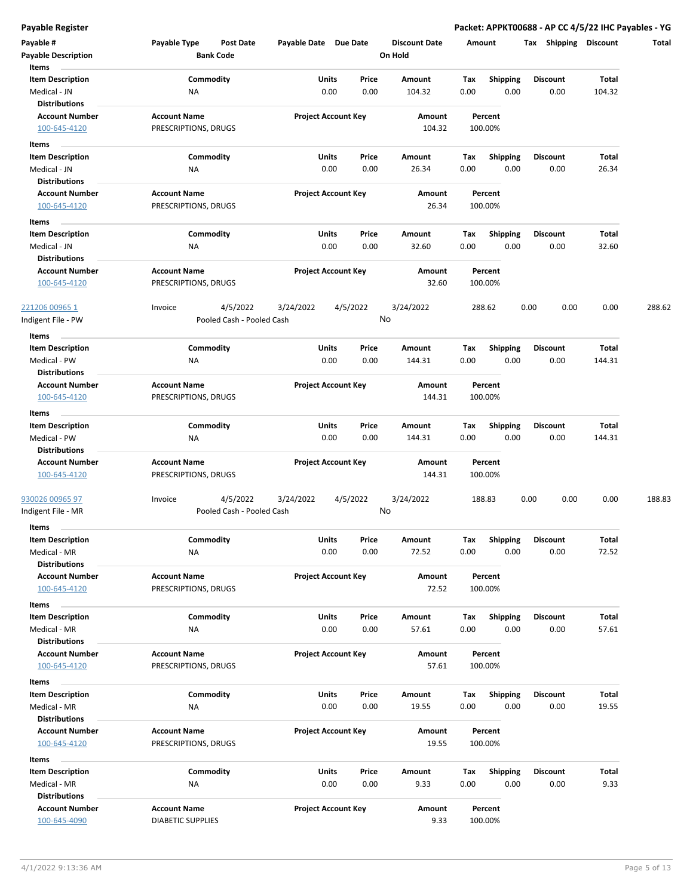**Payable Register** | **Packet: APPKT00688 - AP CC 4/5/22 IHC Payables - YG**

| Payable # | Payable Type | Post Date | Payable Date | Due Date | Discount Date | Amount | Tax | Shipping | Discount | Total |
|---|---|---|---|---|---|---|---|---|---|---|
| **Payable Description** | | **Bank Code** | | | **On Hold** | | | | | |

**Items**

| Item Description | Commodity | Units | Price | Amount | Tax | Shipping | Discount | Total |
|---|---|---|---|---|---|---|---|---|
| Medical - JN | NA | 0.00 | 0.00 | 104.32 | 0.00 | 0.00 | 0.00 | 104.32 |

**Distributions**

| Account Number | Account Name | Project Account Key | Amount | Percent |
|---|---|---|---|---|
| 100-645-4120 | PRESCRIPTIONS, DRUGS | | 104.32 | 100.00% |

**Items**

| Item Description | Commodity | Units | Price | Amount | Tax | Shipping | Discount | Total |
|---|---|---|---|---|---|---|---|---|
| Medical - JN | NA | 0.00 | 0.00 | 26.34 | 0.00 | 0.00 | 0.00 | 26.34 |

**Distributions**

| Account Number | Account Name | Project Account Key | Amount | Percent |
|---|---|---|---|---|
| 100-645-4120 | PRESCRIPTIONS, DRUGS | | 26.34 | 100.00% |

**Items**

| Item Description | Commodity | Units | Price | Amount | Tax | Shipping | Discount | Total |
|---|---|---|---|---|---|---|---|---|
| Medical - JN | NA | 0.00 | 0.00 | 32.60 | 0.00 | 0.00 | 0.00 | 32.60 |

**Distributions**

| Account Number | Account Name | Project Account Key | Amount | Percent |
|---|---|---|---|---|
| 100-645-4120 | PRESCRIPTIONS, DRUGS | | 32.60 | 100.00% |

| Payable # | Payable Type | Post Date | Payable Date | Due Date | Discount Date | Amount | Tax | Shipping | Discount | Total |
|---|---|---|---|---|---|---|---|---|---|---|
| 221206 00965 1 | Invoice | 4/5/2022 | 3/24/2022 | 4/5/2022 | 3/24/2022 | 288.62 | 0.00 | 0.00 | 0.00 | 288.62 |
| Indigent File - PW | | Pooled Cash - Pooled Cash | | | No | | | | | |

**Items**

| Item Description | Commodity | Units | Price | Amount | Tax | Shipping | Discount | Total |
|---|---|---|---|---|---|---|---|---|
| Medical - PW | NA | 0.00 | 0.00 | 144.31 | 0.00 | 0.00 | 0.00 | 144.31 |

**Distributions**

| Account Number | Account Name | Project Account Key | Amount | Percent |
|---|---|---|---|---|
| 100-645-4120 | PRESCRIPTIONS, DRUGS | | 144.31 | 100.00% |

**Items**

| Item Description | Commodity | Units | Price | Amount | Tax | Shipping | Discount | Total |
|---|---|---|---|---|---|---|---|---|
| Medical - PW | NA | 0.00 | 0.00 | 144.31 | 0.00 | 0.00 | 0.00 | 144.31 |

**Distributions**

| Account Number | Account Name | Project Account Key | Amount | Percent |
|---|---|---|---|---|
| 100-645-4120 | PRESCRIPTIONS, DRUGS | | 144.31 | 100.00% |

| Payable # | Payable Type | Post Date | Payable Date | Due Date | Discount Date | Amount | Tax | Shipping | Discount | Total |
|---|---|---|---|---|---|---|---|---|---|---|
| 930026 00965 97 | Invoice | 4/5/2022 | 3/24/2022 | 4/5/2022 | 3/24/2022 | 188.83 | 0.00 | 0.00 | 0.00 | 188.83 |
| Indigent File - MR | | Pooled Cash - Pooled Cash | | | No | | | | | |

**Items**

| Item Description | Commodity | Units | Price | Amount | Tax | Shipping | Discount | Total |
|---|---|---|---|---|---|---|---|---|
| Medical - MR | NA | 0.00 | 0.00 | 72.52 | 0.00 | 0.00 | 0.00 | 72.52 |

**Distributions**

| Account Number | Account Name | Project Account Key | Amount | Percent |
|---|---|---|---|---|
| 100-645-4120 | PRESCRIPTIONS, DRUGS | | 72.52 | 100.00% |

**Items**

| Item Description | Commodity | Units | Price | Amount | Tax | Shipping | Discount | Total |
|---|---|---|---|---|---|---|---|---|
| Medical - MR | NA | 0.00 | 0.00 | 57.61 | 0.00 | 0.00 | 0.00 | 57.61 |

**Distributions**

| Account Number | Account Name | Project Account Key | Amount | Percent |
|---|---|---|---|---|
| 100-645-4120 | PRESCRIPTIONS, DRUGS | | 57.61 | 100.00% |

**Items**

| Item Description | Commodity | Units | Price | Amount | Tax | Shipping | Discount | Total |
|---|---|---|---|---|---|---|---|---|
| Medical - MR | NA | 0.00 | 0.00 | 19.55 | 0.00 | 0.00 | 0.00 | 19.55 |

**Distributions**

| Account Number | Account Name | Project Account Key | Amount | Percent |
|---|---|---|---|---|
| 100-645-4120 | PRESCRIPTIONS, DRUGS | | 19.55 | 100.00% |

**Items**

| Item Description | Commodity | Units | Price | Amount | Tax | Shipping | Discount | Total |
|---|---|---|---|---|---|---|---|---|
| Medical - MR | NA | 0.00 | 0.00 | 9.33 | 0.00 | 0.00 | 0.00 | 9.33 |

**Distributions**

| Account Number | Account Name | Project Account Key | Amount | Percent |
|---|---|---|---|---|
| 100-645-4090 | DIABETIC SUPPLIES | | 9.33 | 100.00% |

4/1/2022 9:13:36 AM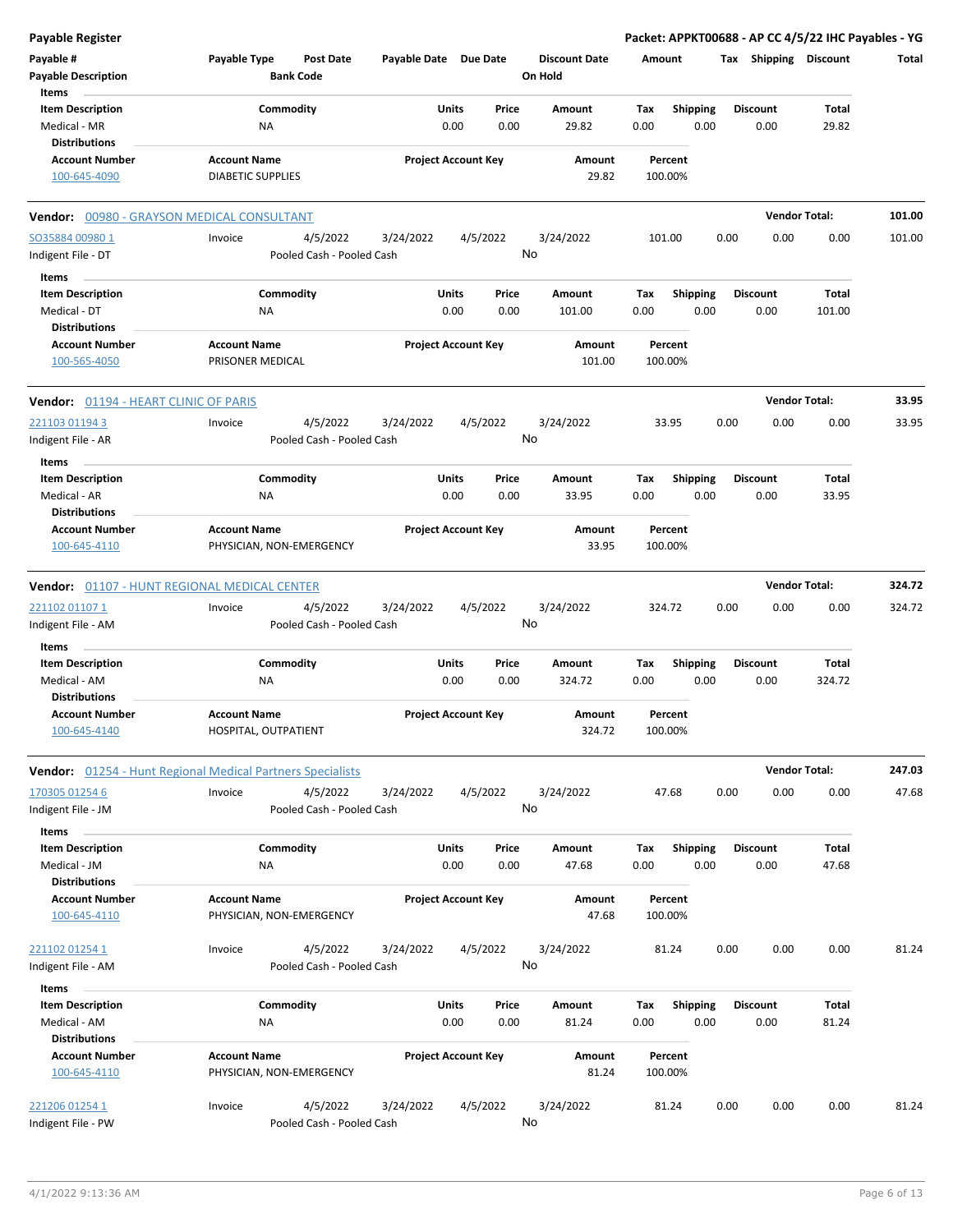**Payable Register** — **Packet: APPKT00688 - AP CC 4/5/22 IHC Payables - YG**

| Payable # | Payable Type | Post Date | Payable Date | Due Date | Discount Date | Amount | Tax | Shipping | Discount | Total |
|---|---|---|---|---|---|---|---|---|---|---|
| Payable Description | | Bank Code | | | On Hold | | | | | |

Items

| Item Description | Commodity | Units | Price | Amount | Tax | Shipping | Discount | Total |
|---|---|---|---|---|---|---|---|---|
| Medical - MR | NA | 0.00 | 0.00 | 29.82 | 0.00 | 0.00 | 0.00 | 29.82 |

Distributions

| Account Number | Account Name | Project Account Key | Amount | Percent |
|---|---|---|---|---|
| 100-645-4090 | DIABETIC SUPPLIES | | 29.82 | 100.00% |

**Vendor: 00980 - GRAYSON MEDICAL CONSULTANT** — **Vendor Total: 101.00**

| Payable # | Payable Type | Post Date | Payable Date | Due Date | Discount Date | Amount | Tax | Shipping | Discount | Total |
|---|---|---|---|---|---|---|---|---|---|---|
| SO35884 00980 1 | Invoice | 4/5/2022 | 3/24/2022 | 4/5/2022 | 3/24/2022 | 101.00 | 0.00 | 0.00 | 0.00 | 101.00 |
| Indigent File - DT | | Pooled Cash - Pooled Cash | | | No | | | | | |

Items

| Item Description | Commodity | Units | Price | Amount | Tax | Shipping | Discount | Total |
|---|---|---|---|---|---|---|---|---|
| Medical - DT | NA | 0.00 | 0.00 | 101.00 | 0.00 | 0.00 | 0.00 | 101.00 |

Distributions

| Account Number | Account Name | Project Account Key | Amount | Percent |
|---|---|---|---|---|
| 100-565-4050 | PRISONER MEDICAL | | 101.00 | 100.00% |

**Vendor: 01194 - HEART CLINIC OF PARIS** — **Vendor Total: 33.95**

| Payable # | Payable Type | Post Date | Payable Date | Due Date | Discount Date | Amount | Tax | Shipping | Discount | Total |
|---|---|---|---|---|---|---|---|---|---|---|
| 221103 01194 3 | Invoice | 4/5/2022 | 3/24/2022 | 4/5/2022 | 3/24/2022 | 33.95 | 0.00 | 0.00 | 0.00 | 33.95 |
| Indigent File - AR | | Pooled Cash - Pooled Cash | | | No | | | | | |

Items

| Item Description | Commodity | Units | Price | Amount | Tax | Shipping | Discount | Total |
|---|---|---|---|---|---|---|---|---|
| Medical - AR | NA | 0.00 | 0.00 | 33.95 | 0.00 | 0.00 | 0.00 | 33.95 |

Distributions

| Account Number | Account Name | Project Account Key | Amount | Percent |
|---|---|---|---|---|
| 100-645-4110 | PHYSICIAN, NON-EMERGENCY | | 33.95 | 100.00% |

**Vendor: 01107 - HUNT REGIONAL MEDICAL CENTER** — **Vendor Total: 324.72**

| Payable # | Payable Type | Post Date | Payable Date | Due Date | Discount Date | Amount | Tax | Shipping | Discount | Total |
|---|---|---|---|---|---|---|---|---|---|---|
| 221102 01107 1 | Invoice | 4/5/2022 | 3/24/2022 | 4/5/2022 | 3/24/2022 | 324.72 | 0.00 | 0.00 | 0.00 | 324.72 |
| Indigent File - AM | | Pooled Cash - Pooled Cash | | | No | | | | | |

Items

| Item Description | Commodity | Units | Price | Amount | Tax | Shipping | Discount | Total |
|---|---|---|---|---|---|---|---|---|
| Medical - AM | NA | 0.00 | 0.00 | 324.72 | 0.00 | 0.00 | 0.00 | 324.72 |

Distributions

| Account Number | Account Name | Project Account Key | Amount | Percent |
|---|---|---|---|---|
| 100-645-4140 | HOSPITAL, OUTPATIENT | | 324.72 | 100.00% |

**Vendor: 01254 - Hunt Regional Medical Partners Specialists** — **Vendor Total: 247.03**

| Payable # | Payable Type | Post Date | Payable Date | Due Date | Discount Date | Amount | Tax | Shipping | Discount | Total |
|---|---|---|---|---|---|---|---|---|---|---|
| 170305 01254 6 | Invoice | 4/5/2022 | 3/24/2022 | 4/5/2022 | 3/24/2022 | 47.68 | 0.00 | 0.00 | 0.00 | 47.68 |
| Indigent File - JM | | Pooled Cash - Pooled Cash | | | No | | | | | |

Items

| Item Description | Commodity | Units | Price | Amount | Tax | Shipping | Discount | Total |
|---|---|---|---|---|---|---|---|---|
| Medical - JM | NA | 0.00 | 0.00 | 47.68 | 0.00 | 0.00 | 0.00 | 47.68 |

Distributions

| Account Number | Account Name | Project Account Key | Amount | Percent |
|---|---|---|---|---|
| 100-645-4110 | PHYSICIAN, NON-EMERGENCY | | 47.68 | 100.00% |

| Payable # | Payable Type | Post Date | Payable Date | Due Date | Discount Date | Amount | Tax | Shipping | Discount | Total |
|---|---|---|---|---|---|---|---|---|---|---|
| 221102 01254 1 | Invoice | 4/5/2022 | 3/24/2022 | 4/5/2022 | 3/24/2022 | 81.24 | 0.00 | 0.00 | 0.00 | 81.24 |
| Indigent File - AM | | Pooled Cash - Pooled Cash | | | No | | | | | |

Items

| Item Description | Commodity | Units | Price | Amount | Tax | Shipping | Discount | Total |
|---|---|---|---|---|---|---|---|---|
| Medical - AM | NA | 0.00 | 0.00 | 81.24 | 0.00 | 0.00 | 0.00 | 81.24 |

Distributions

| Account Number | Account Name | Project Account Key | Amount | Percent |
|---|---|---|---|---|
| 100-645-4110 | PHYSICIAN, NON-EMERGENCY | | 81.24 | 100.00% |

| Payable # | Payable Type | Post Date | Payable Date | Due Date | Discount Date | Amount | Tax | Shipping | Discount | Total |
|---|---|---|---|---|---|---|---|---|---|---|
| 221206 01254 1 | Invoice | 4/5/2022 | 3/24/2022 | 4/5/2022 | 3/24/2022 | 81.24 | 0.00 | 0.00 | 0.00 | 81.24 |
| Indigent File - PW | | Pooled Cash - Pooled Cash | | | No | | | | | |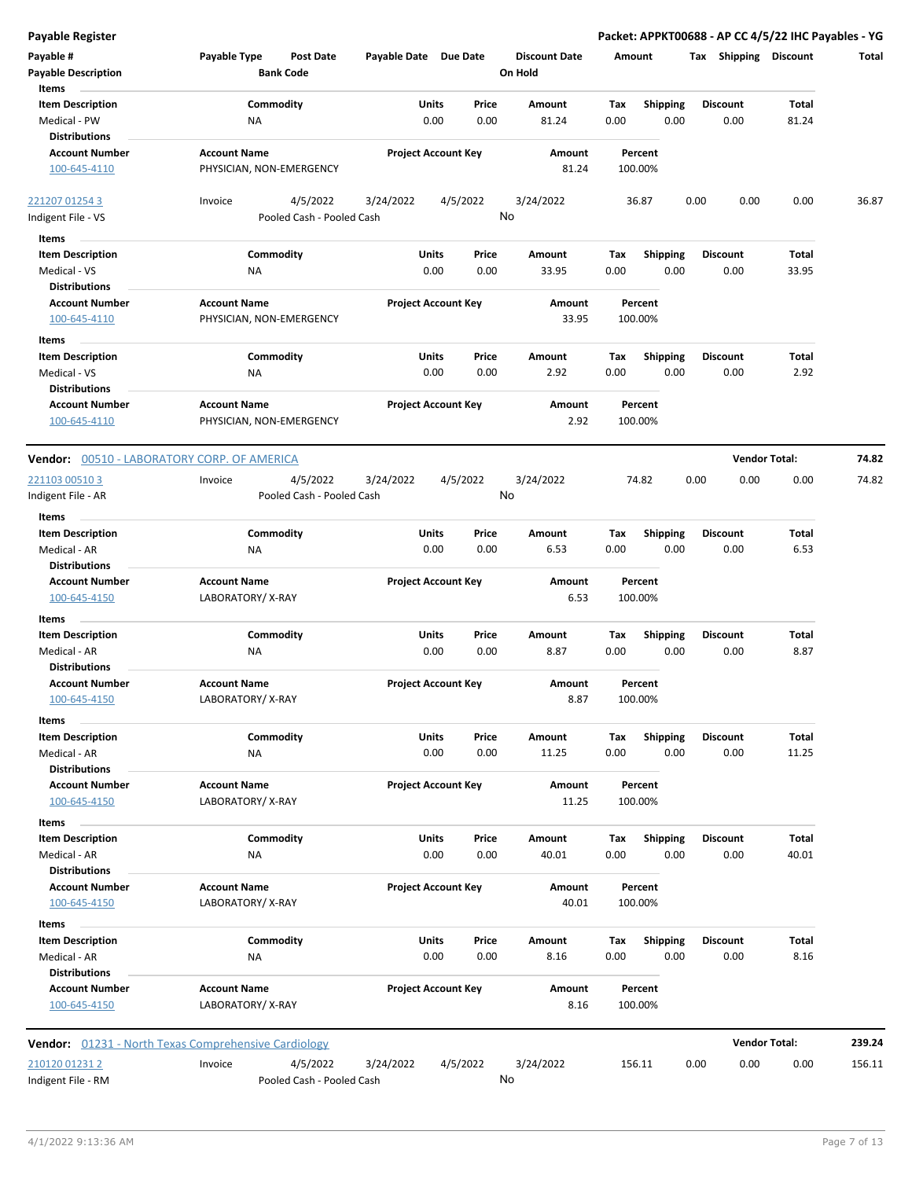**Payable Register** — Packet: APPKT00688 - AP CC 4/5/22 IHC Payables - YG

| Payable # / Payable Description | Payable Type | Post Date / Bank Code | Payable Date | Due Date | Discount Date / On Hold | Amount | Tax | Shipping | Discount | Total |
|---|---|---|---|---|---|---|---|---|---|---|

**Items**

| Item Description | Commodity | Units | Price | Amount | Tax | Shipping | Discount | Total |
|---|---|---|---|---|---|---|---|---|
| Medical - PW | NA | 0.00 | 0.00 | 81.24 | 0.00 | 0.00 | 0.00 | 81.24 |

**Distributions**

| Account Number | Account Name | Project Account Key | Amount | Percent |
|---|---|---|---|---|
| 100-645-4110 | PHYSICIAN, NON-EMERGENCY | | 81.24 | 100.00% |

| Payable # / Payable Description | Payable Type | Post Date / Bank Code | Payable Date | Due Date | Discount Date / On Hold | Amount | Tax | Shipping | Discount | Total |
|---|---|---|---|---|---|---|---|---|---|---|
| 221207 01254 3 / Indigent File - VS | Invoice | 4/5/2022 / Pooled Cash - Pooled Cash | 3/24/2022 | 4/5/2022 | 3/24/2022 / No | 36.87 | 0.00 | 0.00 | 0.00 | 36.87 |

**Items**

| Item Description | Commodity | Units | Price | Amount | Tax | Shipping | Discount | Total |
|---|---|---|---|---|---|---|---|---|
| Medical - VS | NA | 0.00 | 0.00 | 33.95 | 0.00 | 0.00 | 0.00 | 33.95 |

**Distributions**

| Account Number | Account Name | Project Account Key | Amount | Percent |
|---|---|---|---|---|
| 100-645-4110 | PHYSICIAN, NON-EMERGENCY | | 33.95 | 100.00% |

**Items**

| Item Description | Commodity | Units | Price | Amount | Tax | Shipping | Discount | Total |
|---|---|---|---|---|---|---|---|---|
| Medical - VS | NA | 0.00 | 0.00 | 2.92 | 0.00 | 0.00 | 0.00 | 2.92 |

**Distributions**

| Account Number | Account Name | Project Account Key | Amount | Percent |
|---|---|---|---|---|
| 100-645-4110 | PHYSICIAN, NON-EMERGENCY | | 2.92 | 100.00% |

**Vendor: 00510 - LABORATORY CORP. OF AMERICA** — Vendor Total: **74.82**

| Payable # / Payable Description | Payable Type | Post Date / Bank Code | Payable Date | Due Date | Discount Date / On Hold | Amount | Tax | Shipping | Discount | Total |
|---|---|---|---|---|---|---|---|---|---|---|
| 221103 00510 3 / Indigent File - AR | Invoice | 4/5/2022 / Pooled Cash - Pooled Cash | 3/24/2022 | 4/5/2022 | 3/24/2022 / No | 74.82 | 0.00 | 0.00 | 0.00 | 74.82 |

**Items**

| Item Description | Commodity | Units | Price | Amount | Tax | Shipping | Discount | Total |
|---|---|---|---|---|---|---|---|---|
| Medical - AR | NA | 0.00 | 0.00 | 6.53 | 0.00 | 0.00 | 0.00 | 6.53 |

**Distributions**

| Account Number | Account Name | Project Account Key | Amount | Percent |
|---|---|---|---|---|
| 100-645-4150 | LABORATORY/ X-RAY | | 6.53 | 100.00% |

**Items**

| Item Description | Commodity | Units | Price | Amount | Tax | Shipping | Discount | Total |
|---|---|---|---|---|---|---|---|---|
| Medical - AR | NA | 0.00 | 0.00 | 8.87 | 0.00 | 0.00 | 0.00 | 8.87 |

**Distributions**

| Account Number | Account Name | Project Account Key | Amount | Percent |
|---|---|---|---|---|
| 100-645-4150 | LABORATORY/ X-RAY | | 8.87 | 100.00% |

**Items**

| Item Description | Commodity | Units | Price | Amount | Tax | Shipping | Discount | Total |
|---|---|---|---|---|---|---|---|---|
| Medical - AR | NA | 0.00 | 0.00 | 11.25 | 0.00 | 0.00 | 0.00 | 11.25 |

**Distributions**

| Account Number | Account Name | Project Account Key | Amount | Percent |
|---|---|---|---|---|
| 100-645-4150 | LABORATORY/ X-RAY | | 11.25 | 100.00% |

**Items**

| Item Description | Commodity | Units | Price | Amount | Tax | Shipping | Discount | Total |
|---|---|---|---|---|---|---|---|---|
| Medical - AR | NA | 0.00 | 0.00 | 40.01 | 0.00 | 0.00 | 0.00 | 40.01 |

**Distributions**

| Account Number | Account Name | Project Account Key | Amount | Percent |
|---|---|---|---|---|
| 100-645-4150 | LABORATORY/ X-RAY | | 40.01 | 100.00% |

**Items**

| Item Description | Commodity | Units | Price | Amount | Tax | Shipping | Discount | Total |
|---|---|---|---|---|---|---|---|---|
| Medical - AR | NA | 0.00 | 0.00 | 8.16 | 0.00 | 0.00 | 0.00 | 8.16 |

**Distributions**

| Account Number | Account Name | Project Account Key | Amount | Percent |
|---|---|---|---|---|
| 100-645-4150 | LABORATORY/ X-RAY | | 8.16 | 100.00% |

**Vendor: 01231 - North Texas Comprehensive Cardiology** — Vendor Total: **239.24**

| Payable # / Payable Description | Payable Type | Post Date / Bank Code | Payable Date | Due Date | Discount Date / On Hold | Amount | Tax | Shipping | Discount | Total |
|---|---|---|---|---|---|---|---|---|---|---|
| 210120 01231 2 / Indigent File - RM | Invoice | 4/5/2022 / Pooled Cash - Pooled Cash | 3/24/2022 | 4/5/2022 | 3/24/2022 / No | 156.11 | 0.00 | 0.00 | 0.00 | 156.11 |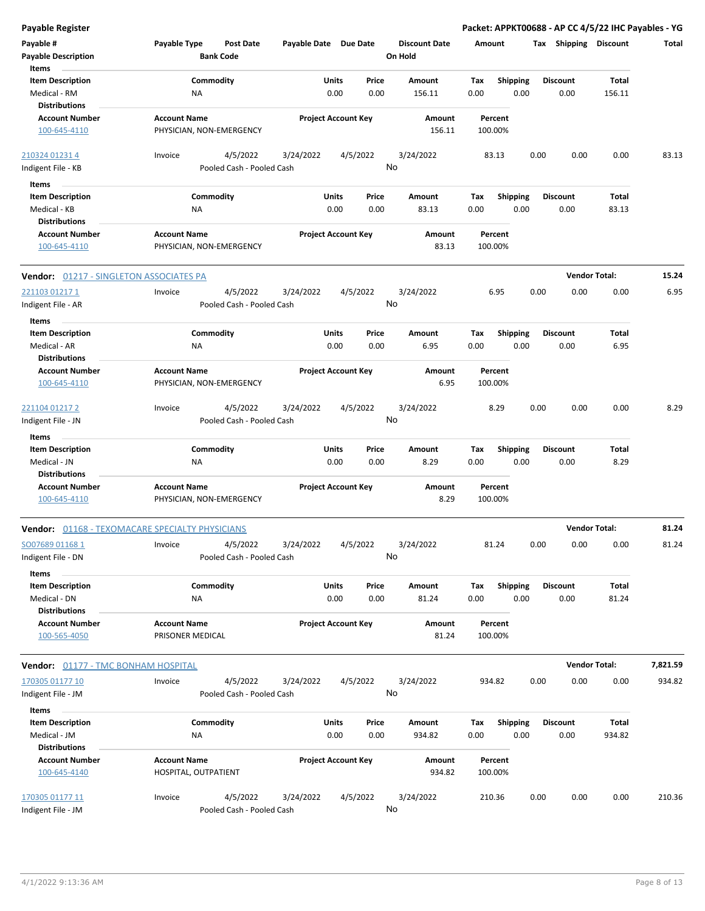**Payable Register** — **Packet: APPKT00688 - AP CC 4/5/22 IHC Payables - YG**

| Payable # / Payable Description | Payable Type | Post Date / Bank Code | Payable Date | Due Date | Discount Date / On Hold | Amount | Tax | Shipping | Discount | Total |
|---|---|---|---|---|---|---|---|---|---|---|

Items

| Item Description | Commodity | Units | Price | Amount | Tax | Shipping | Discount | Total |
|---|---|---|---|---|---|---|---|---|
| Medical - RM | NA | 0.00 | 0.00 | 156.11 | 0.00 | 0.00 | 0.00 | 156.11 |

Distributions

| Account Number | Account Name | Project Account Key | Amount | Percent |
|---|---|---|---|---|
| 100-645-4110 | PHYSICIAN, NON-EMERGENCY | | 156.11 | 100.00% |

| Payable # | Payable Type | Post Date | Payable Date | Due Date | Discount Date | Amount | Tax | Shipping | Discount | Total |
|---|---|---|---|---|---|---|---|---|---|---|
| 210324 01231 4 | Invoice | 4/5/2022 | 3/24/2022 | 4/5/2022 | 3/24/2022 | 83.13 | 0.00 | 0.00 | 0.00 | 83.13 |
| Indigent File - KB | | Pooled Cash - Pooled Cash | | | No | | | | | |

Items

| Item Description | Commodity | Units | Price | Amount | Tax | Shipping | Discount | Total |
|---|---|---|---|---|---|---|---|---|
| Medical - KB | NA | 0.00 | 0.00 | 83.13 | 0.00 | 0.00 | 0.00 | 83.13 |

Distributions

| Account Number | Account Name | Project Account Key | Amount | Percent |
|---|---|---|---|---|
| 100-645-4110 | PHYSICIAN, NON-EMERGENCY | | 83.13 | 100.00% |

**Vendor: 01217 - SINGLETON ASSOCIATES PA** — **Vendor Total: 15.24**

| Payable # | Payable Type | Post Date | Payable Date | Due Date | Discount Date | Amount | Tax | Shipping | Discount | Total |
|---|---|---|---|---|---|---|---|---|---|---|
| 221103 01217 1 | Invoice | 4/5/2022 | 3/24/2022 | 4/5/2022 | 3/24/2022 | 6.95 | 0.00 | 0.00 | 0.00 | 6.95 |
| Indigent File - AR | | Pooled Cash - Pooled Cash | | | No | | | | | |

Items

| Item Description | Commodity | Units | Price | Amount | Tax | Shipping | Discount | Total |
|---|---|---|---|---|---|---|---|---|
| Medical - AR | NA | 0.00 | 0.00 | 6.95 | 0.00 | 0.00 | 0.00 | 6.95 |

Distributions

| Account Number | Account Name | Project Account Key | Amount | Percent |
|---|---|---|---|---|
| 100-645-4110 | PHYSICIAN, NON-EMERGENCY | | 6.95 | 100.00% |

| Payable # | Payable Type | Post Date | Payable Date | Due Date | Discount Date | Amount | Tax | Shipping | Discount | Total |
|---|---|---|---|---|---|---|---|---|---|---|
| 221104 01217 2 | Invoice | 4/5/2022 | 3/24/2022 | 4/5/2022 | 3/24/2022 | 8.29 | 0.00 | 0.00 | 0.00 | 8.29 |
| Indigent File - JN | | Pooled Cash - Pooled Cash | | | No | | | | | |

Items

| Item Description | Commodity | Units | Price | Amount | Tax | Shipping | Discount | Total |
|---|---|---|---|---|---|---|---|---|
| Medical - JN | NA | 0.00 | 0.00 | 8.29 | 0.00 | 0.00 | 0.00 | 8.29 |

Distributions

| Account Number | Account Name | Project Account Key | Amount | Percent |
|---|---|---|---|---|
| 100-645-4110 | PHYSICIAN, NON-EMERGENCY | | 8.29 | 100.00% |

**Vendor: 01168 - TEXOMACARE SPECIALTY PHYSICIANS** — **Vendor Total: 81.24**

| Payable # | Payable Type | Post Date | Payable Date | Due Date | Discount Date | Amount | Tax | Shipping | Discount | Total |
|---|---|---|---|---|---|---|---|---|---|---|
| SO07689 01168 1 | Invoice | 4/5/2022 | 3/24/2022 | 4/5/2022 | 3/24/2022 | 81.24 | 0.00 | 0.00 | 0.00 | 81.24 |
| Indigent File - DN | | Pooled Cash - Pooled Cash | | | No | | | | | |

Items

| Item Description | Commodity | Units | Price | Amount | Tax | Shipping | Discount | Total |
|---|---|---|---|---|---|---|---|---|
| Medical - DN | NA | 0.00 | 0.00 | 81.24 | 0.00 | 0.00 | 0.00 | 81.24 |

Distributions

| Account Number | Account Name | Project Account Key | Amount | Percent |
|---|---|---|---|---|
| 100-565-4050 | PRISONER MEDICAL | | 81.24 | 100.00% |

**Vendor: 01177 - TMC BONHAM HOSPITAL** — **Vendor Total: 7,821.59**

| Payable # | Payable Type | Post Date | Payable Date | Due Date | Discount Date | Amount | Tax | Shipping | Discount | Total |
|---|---|---|---|---|---|---|---|---|---|---|
| 170305 01177 10 | Invoice | 4/5/2022 | 3/24/2022 | 4/5/2022 | 3/24/2022 | 934.82 | 0.00 | 0.00 | 0.00 | 934.82 |
| Indigent File - JM | | Pooled Cash - Pooled Cash | | | No | | | | | |

Items

| Item Description | Commodity | Units | Price | Amount | Tax | Shipping | Discount | Total |
|---|---|---|---|---|---|---|---|---|
| Medical - JM | NA | 0.00 | 0.00 | 934.82 | 0.00 | 0.00 | 0.00 | 934.82 |

Distributions

| Account Number | Account Name | Project Account Key | Amount | Percent |
|---|---|---|---|---|
| 100-645-4140 | HOSPITAL, OUTPATIENT | | 934.82 | 100.00% |

| Payable # | Payable Type | Post Date | Payable Date | Due Date | Discount Date | Amount | Tax | Shipping | Discount | Total |
|---|---|---|---|---|---|---|---|---|---|---|
| 170305 01177 11 | Invoice | 4/5/2022 | 3/24/2022 | 4/5/2022 | 3/24/2022 | 210.36 | 0.00 | 0.00 | 0.00 | 210.36 |
| Indigent File - JM | | Pooled Cash - Pooled Cash | | | No | | | | | |

4/1/2022 9:13:36 AM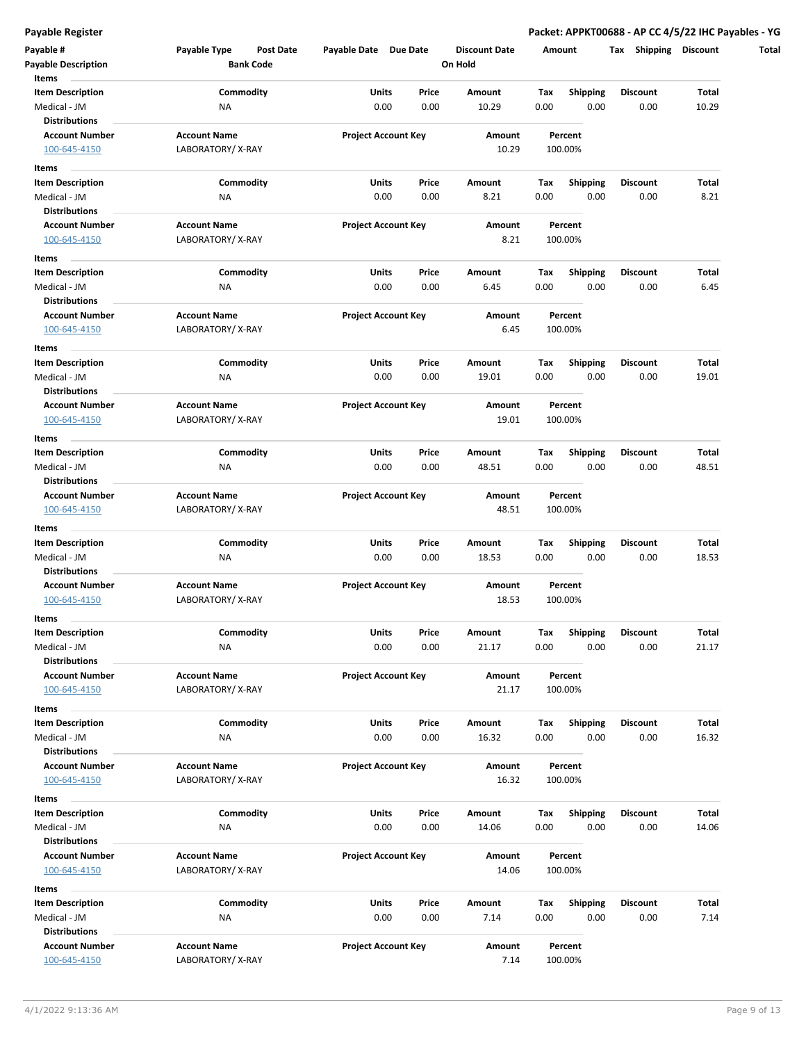**Payable Register** **Packet: APPKT00688 - AP CC 4/5/22 IHC Payables - YG**

| Payable # | Payable Type | Post Date | Payable Date | Due Date | Discount Date | Amount | Tax | Shipping | Discount | Total |
|---|---|---|---|---|---|---|---|---|---|---|
| **Payable Description** | | **Bank Code** | | | **On Hold** | | | | | |

**Items**

| Item Description | Commodity | Units | Price | Amount | Tax | Shipping | Discount | Total |
|---|---|---|---|---|---|---|---|---|
| Medical - JM | NA | 0.00 | 0.00 | 10.29 | 0.00 | 0.00 | 0.00 | 10.29 |

**Distributions**

| Account Number | Account Name | Project Account Key | Amount | Percent |
|---|---|---|---|---|
| 100-645-4150 | LABORATORY/ X-RAY | | 10.29 | 100.00% |

**Items**

| Item Description | Commodity | Units | Price | Amount | Tax | Shipping | Discount | Total |
|---|---|---|---|---|---|---|---|---|
| Medical - JM | NA | 0.00 | 0.00 | 8.21 | 0.00 | 0.00 | 0.00 | 8.21 |

**Distributions**

| Account Number | Account Name | Project Account Key | Amount | Percent |
|---|---|---|---|---|
| 100-645-4150 | LABORATORY/ X-RAY | | 8.21 | 100.00% |

**Items**

| Item Description | Commodity | Units | Price | Amount | Tax | Shipping | Discount | Total |
|---|---|---|---|---|---|---|---|---|
| Medical - JM | NA | 0.00 | 0.00 | 6.45 | 0.00 | 0.00 | 0.00 | 6.45 |

**Distributions**

| Account Number | Account Name | Project Account Key | Amount | Percent |
|---|---|---|---|---|
| 100-645-4150 | LABORATORY/ X-RAY | | 6.45 | 100.00% |

**Items**

| Item Description | Commodity | Units | Price | Amount | Tax | Shipping | Discount | Total |
|---|---|---|---|---|---|---|---|---|
| Medical - JM | NA | 0.00 | 0.00 | 19.01 | 0.00 | 0.00 | 0.00 | 19.01 |

**Distributions**

| Account Number | Account Name | Project Account Key | Amount | Percent |
|---|---|---|---|---|
| 100-645-4150 | LABORATORY/ X-RAY | | 19.01 | 100.00% |

**Items**

| Item Description | Commodity | Units | Price | Amount | Tax | Shipping | Discount | Total |
|---|---|---|---|---|---|---|---|---|
| Medical - JM | NA | 0.00 | 0.00 | 48.51 | 0.00 | 0.00 | 0.00 | 48.51 |

**Distributions**

| Account Number | Account Name | Project Account Key | Amount | Percent |
|---|---|---|---|---|
| 100-645-4150 | LABORATORY/ X-RAY | | 48.51 | 100.00% |

**Items**

| Item Description | Commodity | Units | Price | Amount | Tax | Shipping | Discount | Total |
|---|---|---|---|---|---|---|---|---|
| Medical - JM | NA | 0.00 | 0.00 | 18.53 | 0.00 | 0.00 | 0.00 | 18.53 |

**Distributions**

| Account Number | Account Name | Project Account Key | Amount | Percent |
|---|---|---|---|---|
| 100-645-4150 | LABORATORY/ X-RAY | | 18.53 | 100.00% |

**Items**

| Item Description | Commodity | Units | Price | Amount | Tax | Shipping | Discount | Total |
|---|---|---|---|---|---|---|---|---|
| Medical - JM | NA | 0.00 | 0.00 | 21.17 | 0.00 | 0.00 | 0.00 | 21.17 |

**Distributions**

| Account Number | Account Name | Project Account Key | Amount | Percent |
|---|---|---|---|---|
| 100-645-4150 | LABORATORY/ X-RAY | | 21.17 | 100.00% |

**Items**

| Item Description | Commodity | Units | Price | Amount | Tax | Shipping | Discount | Total |
|---|---|---|---|---|---|---|---|---|
| Medical - JM | NA | 0.00 | 0.00 | 16.32 | 0.00 | 0.00 | 0.00 | 16.32 |

**Distributions**

| Account Number | Account Name | Project Account Key | Amount | Percent |
|---|---|---|---|---|
| 100-645-4150 | LABORATORY/ X-RAY | | 16.32 | 100.00% |

**Items**

| Item Description | Commodity | Units | Price | Amount | Tax | Shipping | Discount | Total |
|---|---|---|---|---|---|---|---|---|
| Medical - JM | NA | 0.00 | 0.00 | 14.06 | 0.00 | 0.00 | 0.00 | 14.06 |

**Distributions**

| Account Number | Account Name | Project Account Key | Amount | Percent |
|---|---|---|---|---|
| 100-645-4150 | LABORATORY/ X-RAY | | 14.06 | 100.00% |

**Items**

| Item Description | Commodity | Units | Price | Amount | Tax | Shipping | Discount | Total |
|---|---|---|---|---|---|---|---|---|
| Medical - JM | NA | 0.00 | 0.00 | 7.14 | 0.00 | 0.00 | 0.00 | 7.14 |

**Distributions**

| Account Number | Account Name | Project Account Key | Amount | Percent |
|---|---|---|---|---|
| 100-645-4150 | LABORATORY/ X-RAY | | 7.14 | 100.00% |

4/1/2022 9:13:36 AM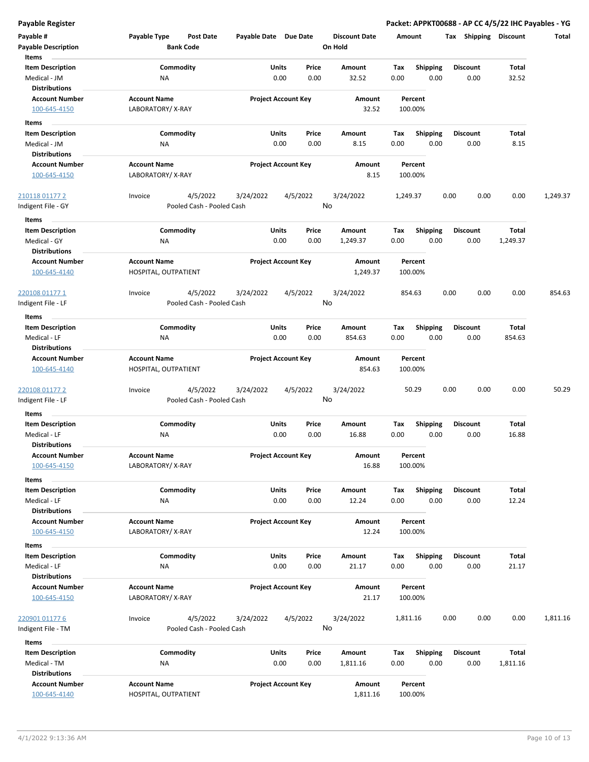**Payable Register** — **Packet: APPKT00688 - AP CC 4/5/22 IHC Payables - YG**

| Payable # | Payable Type | Post Date | Payable Date | Due Date | Discount Date | Amount | Tax | Shipping | Discount | Total |
|---|---|---|---|---|---|---|---|---|---|---|
| **Payable Description** | | **Bank Code** | | | **On Hold** | | | | | |

**Items**

| Item Description | Commodity | Units | Price | Amount | Tax | Shipping | Discount | Total |
|---|---|---|---|---|---|---|---|---|
| Medical - JM | NA | 0.00 | 0.00 | 32.52 | 0.00 | 0.00 | 0.00 | 32.52 |

**Distributions**

| Account Number | Account Name | Project Account Key | Amount | Percent |
|---|---|---|---|---|
| 100-645-4150 | LABORATORY/ X-RAY | | 32.52 | 100.00% |

**Items**

| Item Description | Commodity | Units | Price | Amount | Tax | Shipping | Discount | Total |
|---|---|---|---|---|---|---|---|---|
| Medical - JM | NA | 0.00 | 0.00 | 8.15 | 0.00 | 0.00 | 0.00 | 8.15 |

**Distributions**

| Account Number | Account Name | Project Account Key | Amount | Percent |
|---|---|---|---|---|
| 100-645-4150 | LABORATORY/ X-RAY | | 8.15 | 100.00% |

| Payable # | Payable Type | Post Date | Payable Date | Due Date | Discount Date | Amount | Tax | Shipping | Discount | Total |
|---|---|---|---|---|---|---|---|---|---|---|
| 210118 01177 2 | Invoice | 4/5/2022 | 3/24/2022 | 4/5/2022 | 3/24/2022 | 1,249.37 | 0.00 | 0.00 | 0.00 | 1,249.37 |
| Indigent File - GY | | Pooled Cash - Pooled Cash | | | No | | | | | |

**Items**

| Item Description | Commodity | Units | Price | Amount | Tax | Shipping | Discount | Total |
|---|---|---|---|---|---|---|---|---|
| Medical - GY | NA | 0.00 | 0.00 | 1,249.37 | 0.00 | 0.00 | 0.00 | 1,249.37 |

**Distributions**

| Account Number | Account Name | Project Account Key | Amount | Percent |
|---|---|---|---|---|
| 100-645-4140 | HOSPITAL, OUTPATIENT | | 1,249.37 | 100.00% |

| Payable # | Payable Type | Post Date | Payable Date | Due Date | Discount Date | Amount | Tax | Shipping | Discount | Total |
|---|---|---|---|---|---|---|---|---|---|---|
| 220108 01177 1 | Invoice | 4/5/2022 | 3/24/2022 | 4/5/2022 | 3/24/2022 | 854.63 | 0.00 | 0.00 | 0.00 | 854.63 |
| Indigent File - LF | | Pooled Cash - Pooled Cash | | | No | | | | | |

**Items**

| Item Description | Commodity | Units | Price | Amount | Tax | Shipping | Discount | Total |
|---|---|---|---|---|---|---|---|---|
| Medical - LF | NA | 0.00 | 0.00 | 854.63 | 0.00 | 0.00 | 0.00 | 854.63 |

**Distributions**

| Account Number | Account Name | Project Account Key | Amount | Percent |
|---|---|---|---|---|
| 100-645-4140 | HOSPITAL, OUTPATIENT | | 854.63 | 100.00% |

| Payable # | Payable Type | Post Date | Payable Date | Due Date | Discount Date | Amount | Tax | Shipping | Discount | Total |
|---|---|---|---|---|---|---|---|---|---|---|
| 220108 01177 2 | Invoice | 4/5/2022 | 3/24/2022 | 4/5/2022 | 3/24/2022 | 50.29 | 0.00 | 0.00 | 0.00 | 50.29 |
| Indigent File - LF | | Pooled Cash - Pooled Cash | | | No | | | | | |

**Items**

| Item Description | Commodity | Units | Price | Amount | Tax | Shipping | Discount | Total |
|---|---|---|---|---|---|---|---|---|
| Medical - LF | NA | 0.00 | 0.00 | 16.88 | 0.00 | 0.00 | 0.00 | 16.88 |

**Distributions**

| Account Number | Account Name | Project Account Key | Amount | Percent |
|---|---|---|---|---|
| 100-645-4150 | LABORATORY/ X-RAY | | 16.88 | 100.00% |

**Items**

| Item Description | Commodity | Units | Price | Amount | Tax | Shipping | Discount | Total |
|---|---|---|---|---|---|---|---|---|
| Medical - LF | NA | 0.00 | 0.00 | 12.24 | 0.00 | 0.00 | 0.00 | 12.24 |

**Distributions**

| Account Number | Account Name | Project Account Key | Amount | Percent |
|---|---|---|---|---|
| 100-645-4150 | LABORATORY/ X-RAY | | 12.24 | 100.00% |

**Items**

| Item Description | Commodity | Units | Price | Amount | Tax | Shipping | Discount | Total |
|---|---|---|---|---|---|---|---|---|
| Medical - LF | NA | 0.00 | 0.00 | 21.17 | 0.00 | 0.00 | 0.00 | 21.17 |

**Distributions**

| Account Number | Account Name | Project Account Key | Amount | Percent |
|---|---|---|---|---|
| 100-645-4150 | LABORATORY/ X-RAY | | 21.17 | 100.00% |

| Payable # | Payable Type | Post Date | Payable Date | Due Date | Discount Date | Amount | Tax | Shipping | Discount | Total |
|---|---|---|---|---|---|---|---|---|---|---|
| 220901 01177 6 | Invoice | 4/5/2022 | 3/24/2022 | 4/5/2022 | 3/24/2022 | 1,811.16 | 0.00 | 0.00 | 0.00 | 1,811.16 |
| Indigent File - TM | | Pooled Cash - Pooled Cash | | | No | | | | | |

**Items**

| Item Description | Commodity | Units | Price | Amount | Tax | Shipping | Discount | Total |
|---|---|---|---|---|---|---|---|---|
| Medical - TM | NA | 0.00 | 0.00 | 1,811.16 | 0.00 | 0.00 | 0.00 | 1,811.16 |

**Distributions**

| Account Number | Account Name | Project Account Key | Amount | Percent |
|---|---|---|---|---|
| 100-645-4140 | HOSPITAL, OUTPATIENT | | 1,811.16 | 100.00% |

4/1/2022 9:13:36 AM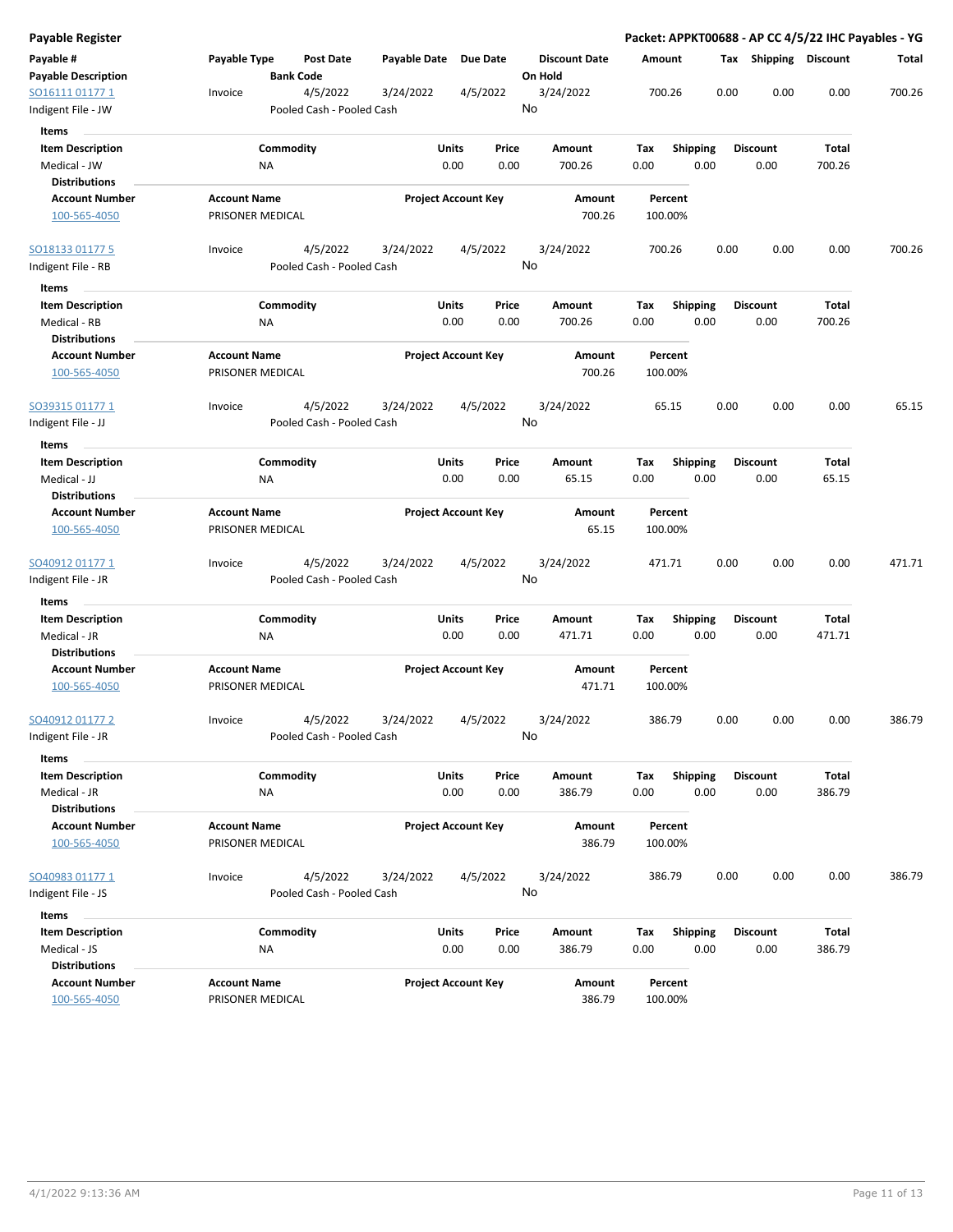**Payable Register** — **Packet: APPKT00688 - AP CC 4/5/22 IHC Payables - YG**

| Payable # / Payable Description | Payable Type | Post Date / Bank Code | Payable Date | Due Date | Discount Date / On Hold | Amount | Tax | Shipping | Discount | Total |
|---|---|---|---|---|---|---|---|---|---|---|
| SO16111 01177 1 | Invoice | 4/5/2022 | 3/24/2022 | 4/5/2022 | 3/24/2022 | 700.26 | 0.00 | 0.00 | 0.00 | 700.26 |
| Indigent File - JW | | Pooled Cash - Pooled Cash | | | No | | | | | |

**Items**

| Item Description | Commodity | Units | Price | Amount | Tax | Shipping | Discount | Total |
|---|---|---|---|---|---|---|---|---|
| Medical - JW | NA | 0.00 | 0.00 | 700.26 | 0.00 | 0.00 | 0.00 | 700.26 |

**Distributions**

| Account Number | Account Name | Project Account Key | Amount | Percent |
|---|---|---|---|---|
| 100-565-4050 | PRISONER MEDICAL | | 700.26 | 100.00% |

| Payable # / Payable Description | Payable Type | Post Date / Bank Code | Payable Date | Due Date | Discount Date / On Hold | Amount | Tax | Shipping | Discount | Total |
|---|---|---|---|---|---|---|---|---|---|---|
| SO18133 01177 5 | Invoice | 4/5/2022 | 3/24/2022 | 4/5/2022 | 3/24/2022 | 700.26 | 0.00 | 0.00 | 0.00 | 700.26 |
| Indigent File - RB | | Pooled Cash - Pooled Cash | | | No | | | | | |

**Items**

| Item Description | Commodity | Units | Price | Amount | Tax | Shipping | Discount | Total |
|---|---|---|---|---|---|---|---|---|
| Medical - RB | NA | 0.00 | 0.00 | 700.26 | 0.00 | 0.00 | 0.00 | 700.26 |

**Distributions**

| Account Number | Account Name | Project Account Key | Amount | Percent |
|---|---|---|---|---|
| 100-565-4050 | PRISONER MEDICAL | | 700.26 | 100.00% |

| Payable # / Payable Description | Payable Type | Post Date / Bank Code | Payable Date | Due Date | Discount Date / On Hold | Amount | Tax | Shipping | Discount | Total |
|---|---|---|---|---|---|---|---|---|---|---|
| SO39315 01177 1 | Invoice | 4/5/2022 | 3/24/2022 | 4/5/2022 | 3/24/2022 | 65.15 | 0.00 | 0.00 | 0.00 | 65.15 |
| Indigent File - JJ | | Pooled Cash - Pooled Cash | | | No | | | | | |

**Items**

| Item Description | Commodity | Units | Price | Amount | Tax | Shipping | Discount | Total |
|---|---|---|---|---|---|---|---|---|
| Medical - JJ | NA | 0.00 | 0.00 | 65.15 | 0.00 | 0.00 | 0.00 | 65.15 |

**Distributions**

| Account Number | Account Name | Project Account Key | Amount | Percent |
|---|---|---|---|---|
| 100-565-4050 | PRISONER MEDICAL | | 65.15 | 100.00% |

| Payable # / Payable Description | Payable Type | Post Date / Bank Code | Payable Date | Due Date | Discount Date / On Hold | Amount | Tax | Shipping | Discount | Total |
|---|---|---|---|---|---|---|---|---|---|---|
| SO40912 01177 1 | Invoice | 4/5/2022 | 3/24/2022 | 4/5/2022 | 3/24/2022 | 471.71 | 0.00 | 0.00 | 0.00 | 471.71 |
| Indigent File - JR | | Pooled Cash - Pooled Cash | | | No | | | | | |

**Items**

| Item Description | Commodity | Units | Price | Amount | Tax | Shipping | Discount | Total |
|---|---|---|---|---|---|---|---|---|
| Medical - JR | NA | 0.00 | 0.00 | 471.71 | 0.00 | 0.00 | 0.00 | 471.71 |

**Distributions**

| Account Number | Account Name | Project Account Key | Amount | Percent |
|---|---|---|---|---|
| 100-565-4050 | PRISONER MEDICAL | | 471.71 | 100.00% |

| Payable # / Payable Description | Payable Type | Post Date / Bank Code | Payable Date | Due Date | Discount Date / On Hold | Amount | Tax | Shipping | Discount | Total |
|---|---|---|---|---|---|---|---|---|---|---|
| SO40912 01177 2 | Invoice | 4/5/2022 | 3/24/2022 | 4/5/2022 | 3/24/2022 | 386.79 | 0.00 | 0.00 | 0.00 | 386.79 |
| Indigent File - JR | | Pooled Cash - Pooled Cash | | | No | | | | | |

**Items**

| Item Description | Commodity | Units | Price | Amount | Tax | Shipping | Discount | Total |
|---|---|---|---|---|---|---|---|---|
| Medical - JR | NA | 0.00 | 0.00 | 386.79 | 0.00 | 0.00 | 0.00 | 386.79 |

**Distributions**

| Account Number | Account Name | Project Account Key | Amount | Percent |
|---|---|---|---|---|
| 100-565-4050 | PRISONER MEDICAL | | 386.79 | 100.00% |

| Payable # / Payable Description | Payable Type | Post Date / Bank Code | Payable Date | Due Date | Discount Date / On Hold | Amount | Tax | Shipping | Discount | Total |
|---|---|---|---|---|---|---|---|---|---|---|
| SO40983 01177 1 | Invoice | 4/5/2022 | 3/24/2022 | 4/5/2022 | 3/24/2022 | 386.79 | 0.00 | 0.00 | 0.00 | 386.79 |
| Indigent File - JS | | Pooled Cash - Pooled Cash | | | No | | | | | |

**Items**

| Item Description | Commodity | Units | Price | Amount | Tax | Shipping | Discount | Total |
|---|---|---|---|---|---|---|---|---|
| Medical - JS | NA | 0.00 | 0.00 | 386.79 | 0.00 | 0.00 | 0.00 | 386.79 |

**Distributions**

| Account Number | Account Name | Project Account Key | Amount | Percent |
|---|---|---|---|---|
| 100-565-4050 | PRISONER MEDICAL | | 386.79 | 100.00% |

4/1/2022 9:13:36 AM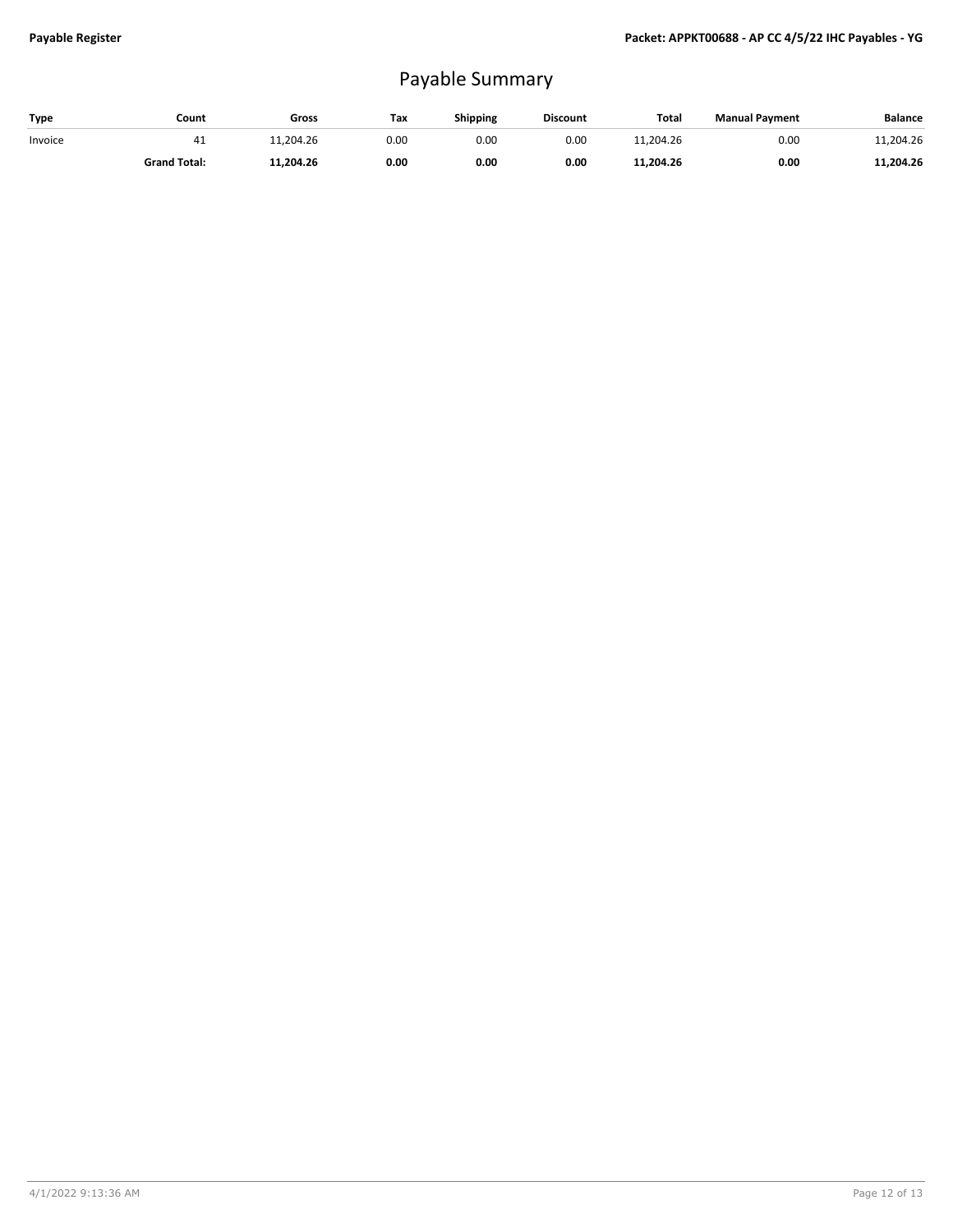# Payable Summary

| Type | Count | Gross | Tax | Shipping | Discount | Total | Manual Payment | Balance |
|---|---|---|---|---|---|---|---|---|
| Invoice | 41 | 11,204.26 | 0.00 | 0.00 | 0.00 | 11,204.26 | 0.00 | 11,204.26 |
| | **Grand Total:** | **11,204.26** | **0.00** | **0.00** | **0.00** | **11,204.26** | **0.00** | **11,204.26** |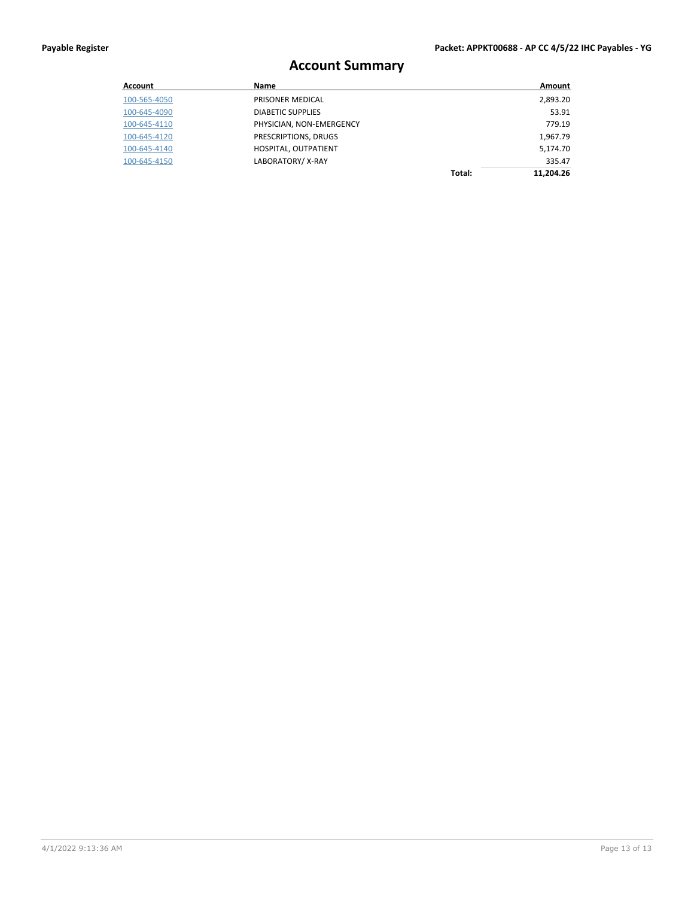# Account Summary

| Account | Name | | Amount |
|---|---|---|---|
| 100-565-4050 | PRISONER MEDICAL | | 2,893.20 |
| 100-645-4090 | DIABETIC SUPPLIES | | 53.91 |
| 100-645-4110 | PHYSICIAN, NON-EMERGENCY | | 779.19 |
| 100-645-4120 | PRESCRIPTIONS, DRUGS | | 1,967.79 |
| 100-645-4140 | HOSPITAL, OUTPATIENT | | 5,174.70 |
| 100-645-4150 | LABORATORY/ X-RAY | | 335.47 |
| | | **Total:** | **11,204.26** |